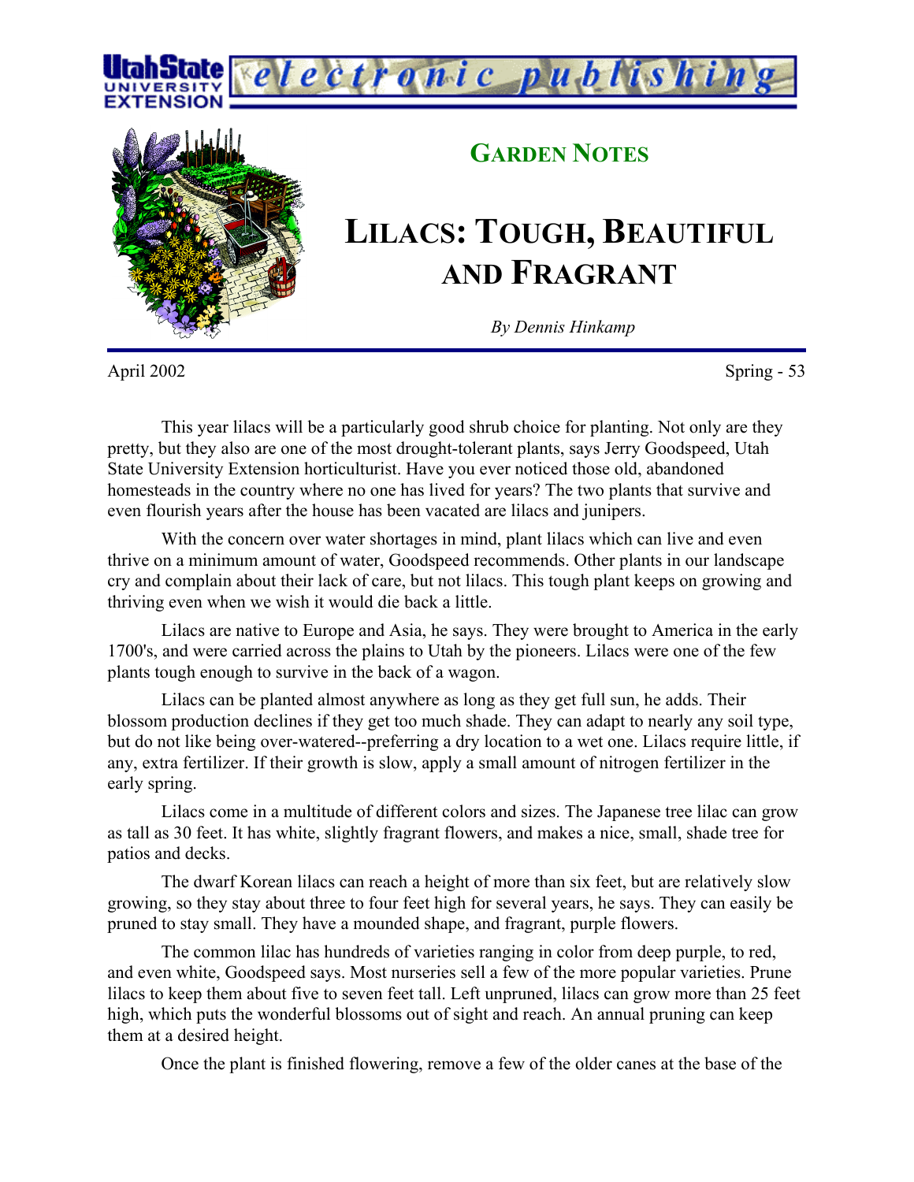Utah State University Extension — electronic publishing

## GARDEN NOTES

# LILACS: TOUGH, BEAUTIFUL AND FRAGRANT

*By Dennis Hinkamp*

April 2002 Spring - 53

This year lilacs will be a particularly good shrub choice for planting. Not only are they pretty, but they also are one of the most drought-tolerant plants, says Jerry Goodspeed, Utah State University Extension horticulturist. Have you ever noticed those old, abandoned homesteads in the country where no one has lived for years? The two plants that survive and even flourish years after the house has been vacated are lilacs and junipers.

With the concern over water shortages in mind, plant lilacs which can live and even thrive on a minimum amount of water, Goodspeed recommends. Other plants in our landscape cry and complain about their lack of care, but not lilacs. This tough plant keeps on growing and thriving even when we wish it would die back a little.

Lilacs are native to Europe and Asia, he says. They were brought to America in the early 1700's, and were carried across the plains to Utah by the pioneers. Lilacs were one of the few plants tough enough to survive in the back of a wagon.

Lilacs can be planted almost anywhere as long as they get full sun, he adds. Their blossom production declines if they get too much shade. They can adapt to nearly any soil type, but do not like being over-watered--preferring a dry location to a wet one. Lilacs require little, if any, extra fertilizer. If their growth is slow, apply a small amount of nitrogen fertilizer in the early spring.

Lilacs come in a multitude of different colors and sizes. The Japanese tree lilac can grow as tall as 30 feet. It has white, slightly fragrant flowers, and makes a nice, small, shade tree for patios and decks.

The dwarf Korean lilacs can reach a height of more than six feet, but are relatively slow growing, so they stay about three to four feet high for several years, he says. They can easily be pruned to stay small. They have a mounded shape, and fragrant, purple flowers.

The common lilac has hundreds of varieties ranging in color from deep purple, to red, and even white, Goodspeed says. Most nurseries sell a few of the more popular varieties. Prune lilacs to keep them about five to seven feet tall. Left unpruned, lilacs can grow more than 25 feet high, which puts the wonderful blossoms out of sight and reach. An annual pruning can keep them at a desired height.

Once the plant is finished flowering, remove a few of the older canes at the base of the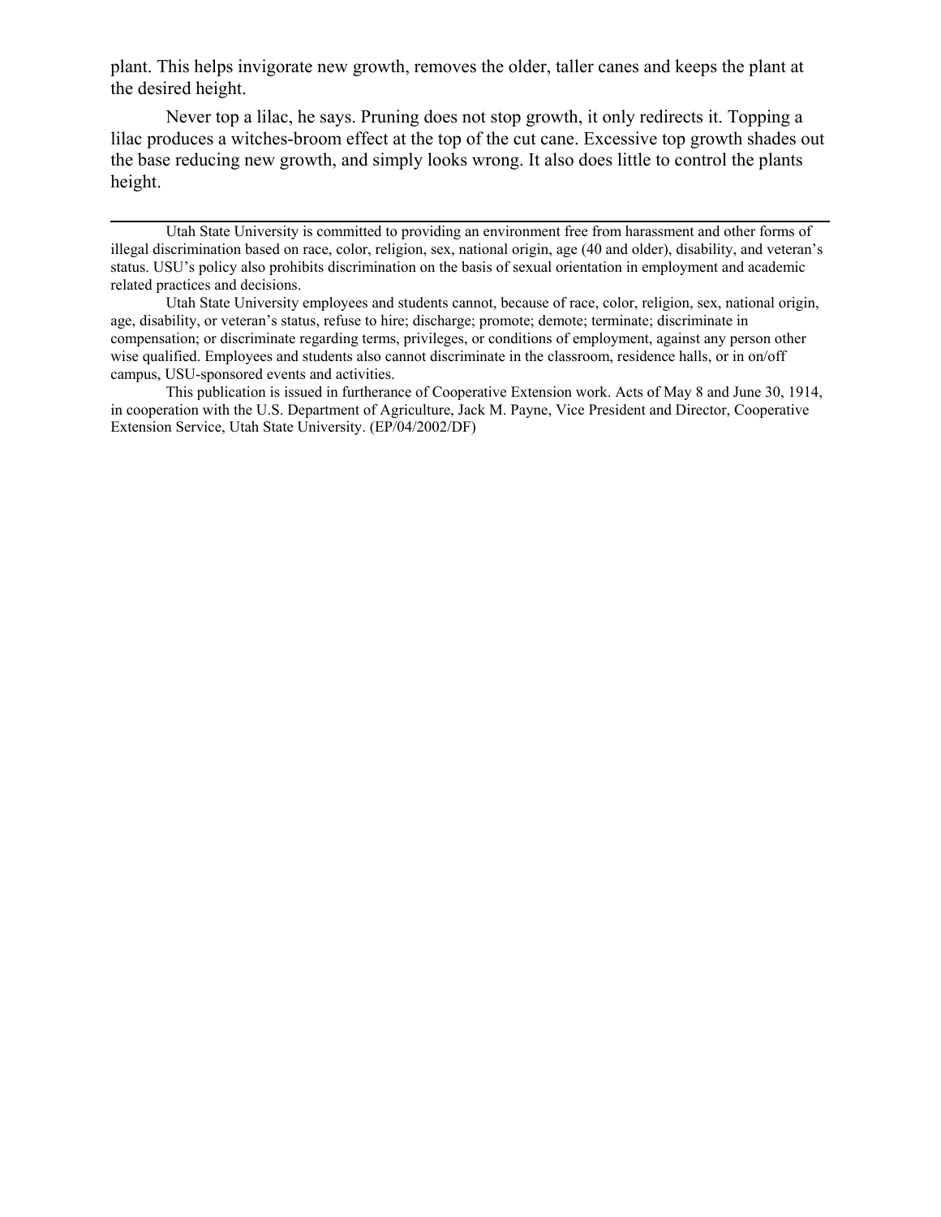plant. This helps invigorate new growth, removes the older, taller canes and keeps the plant at the desired height.

Never top a lilac, he says. Pruning does not stop growth, it only redirects it. Topping a lilac produces a witches-broom effect at the top of the cut cane. Excessive top growth shades out the base reducing new growth, and simply looks wrong. It also does little to control the plants height.

---

Utah State University is committed to providing an environment free from harassment and other forms of illegal discrimination based on race, color, religion, sex, national origin, age (40 and older), disability, and veteran's status. USU's policy also prohibits discrimination on the basis of sexual orientation in employment and academic related practices and decisions.

Utah State University employees and students cannot, because of race, color, religion, sex, national origin, age, disability, or veteran's status, refuse to hire; discharge; promote; demote; terminate; discriminate in compensation; or discriminate regarding terms, privileges, or conditions of employment, against any person other wise qualified. Employees and students also cannot discriminate in the classroom, residence halls, or in on/off campus, USU-sponsored events and activities.

This publication is issued in furtherance of Cooperative Extension work. Acts of May 8 and June 30, 1914, in cooperation with the U.S. Department of Agriculture, Jack M. Payne, Vice President and Director, Cooperative Extension Service, Utah State University. (EP/04/2002/DF)